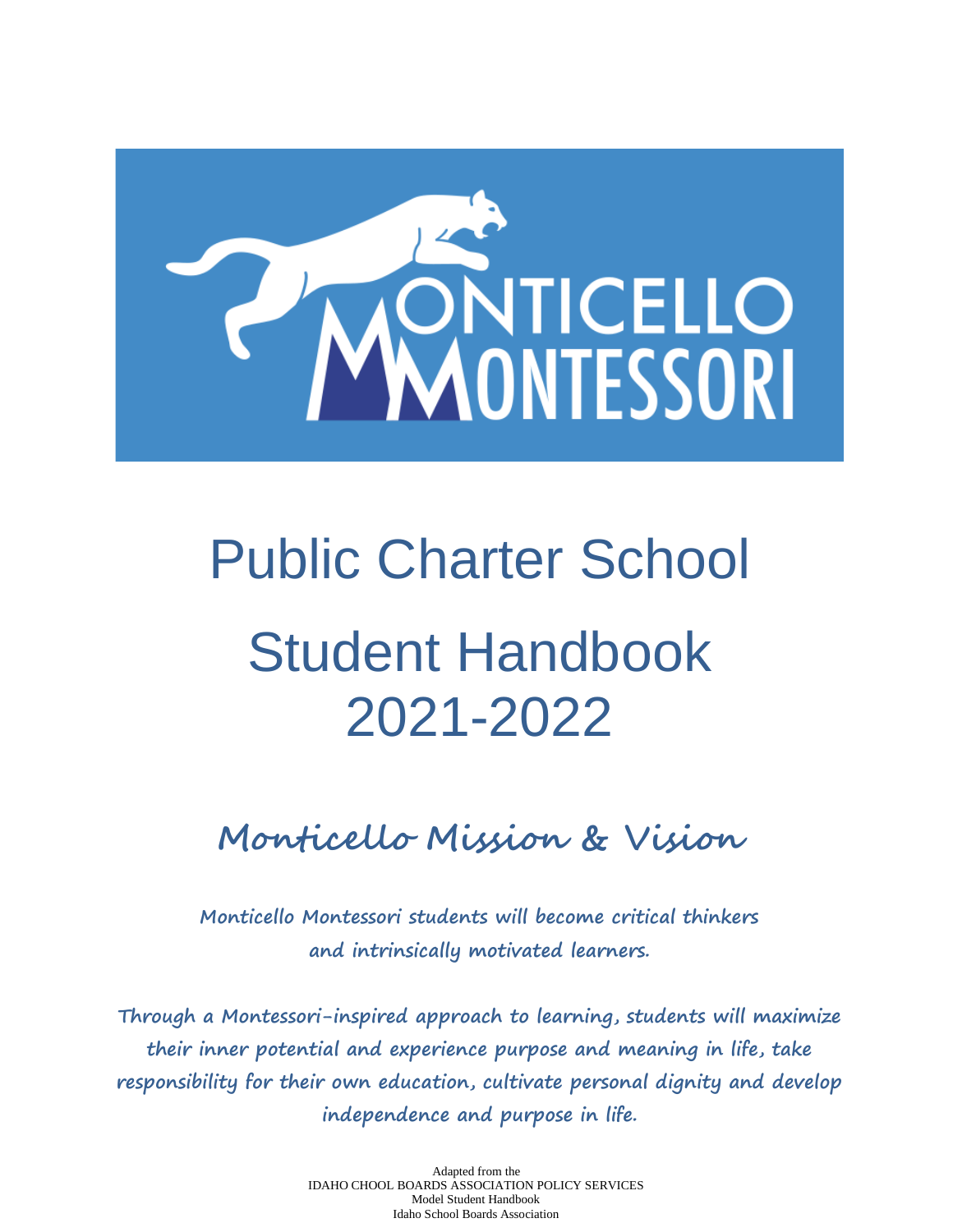MONTICELLO MONTESSORI

# Public Charter School

# Student Handbook 2021-2022

## Monticello Mission & Vision

**Monticello Montessori students will become critical thinkers and intrinsically motivated learners.**

**Through a Montessori-inspired approach to learning, students will maximize their inner potential and experience purpose and meaning in life, take responsibility for their own education, cultivate personal dignity and develop independence and purpose in life.**

Adapted from the
IDAHO CHOOL BOARDS ASSOCIATION POLICY SERVICES
Model Student Handbook
Idaho School Boards Association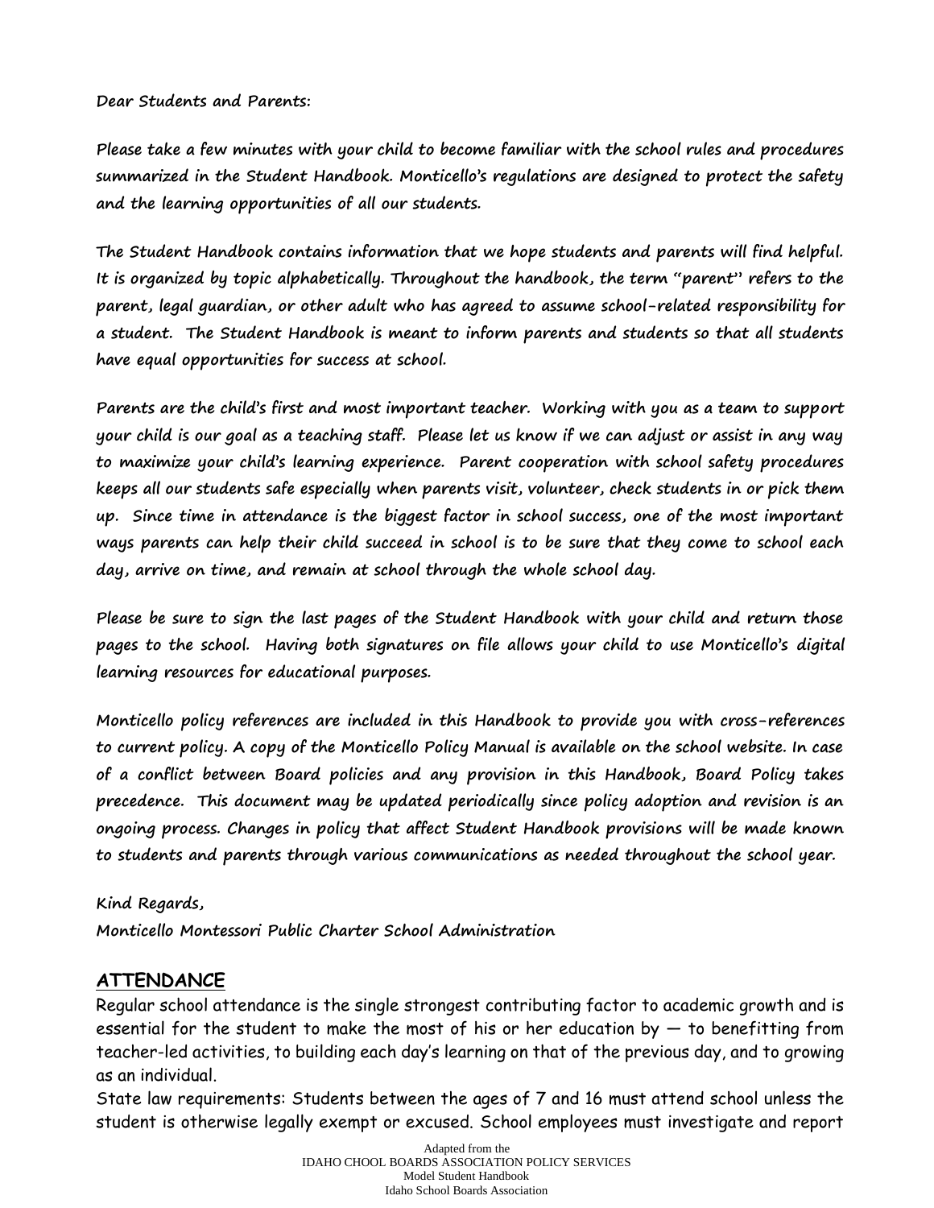Dear Students and Parents:

Please take a few minutes with your child to become familiar with the school rules and procedures summarized in the Student Handbook. Monticello's regulations are designed to protect the safety and the learning opportunities of all our students.

The Student Handbook contains information that we hope students and parents will find helpful. It is organized by topic alphabetically. Throughout the handbook, the term "parent" refers to the parent, legal guardian, or other adult who has agreed to assume school-related responsibility for a student. The Student Handbook is meant to inform parents and students so that all students have equal opportunities for success at school.

Parents are the child's first and most important teacher. Working with you as a team to support your child is our goal as a teaching staff. Please let us know if we can adjust or assist in any way to maximize your child's learning experience. Parent cooperation with school safety procedures keeps all our students safe especially when parents visit, volunteer, check students in or pick them up. Since time in attendance is the biggest factor in school success, one of the most important ways parents can help their child succeed in school is to be sure that they come to school each day, arrive on time, and remain at school through the whole school day.

Please be sure to sign the last pages of the Student Handbook with your child and return those pages to the school. Having both signatures on file allows your child to use Monticello's digital learning resources for educational purposes.

Monticello policy references are included in this Handbook to provide you with cross-references to current policy. A copy of the Monticello Policy Manual is available on the school website. In case of a conflict between Board policies and any provision in this Handbook, Board Policy takes precedence. This document may be updated periodically since policy adoption and revision is an ongoing process. Changes in policy that affect Student Handbook provisions will be made known to students and parents through various communications as needed throughout the school year.

Kind Regards,
Monticello Montessori Public Charter School Administration

## ATTENDANCE

Regular school attendance is the single strongest contributing factor to academic growth and is essential for the student to make the most of his or her education by — to benefitting from teacher-led activities, to building each day's learning on that of the previous day, and to growing as an individual.

State law requirements: Students between the ages of 7 and 16 must attend school unless the student is otherwise legally exempt or excused. School employees must investigate and report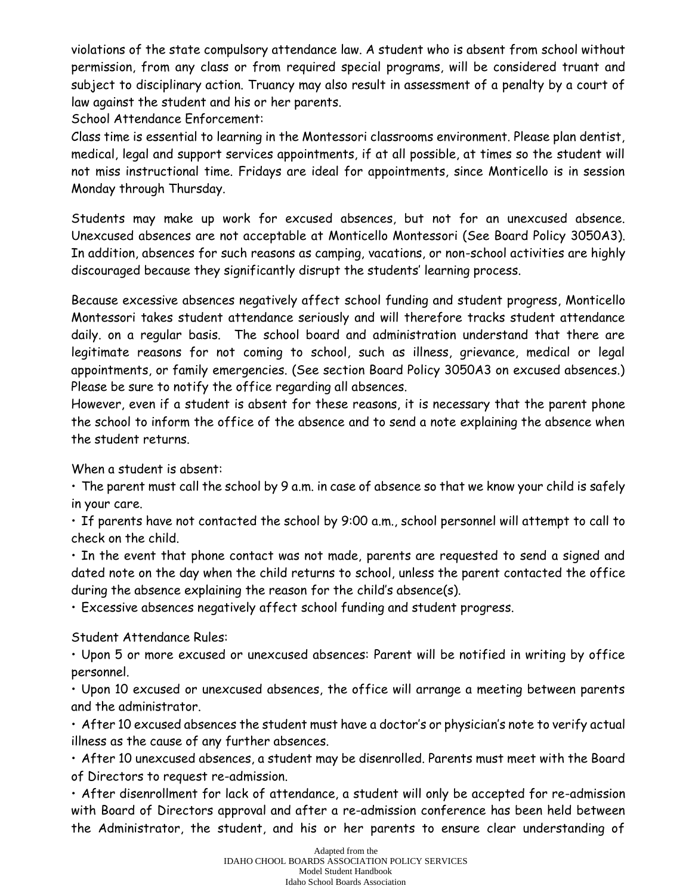violations of the state compulsory attendance law. A student who is absent from school without permission, from any class or from required special programs, will be considered truant and subject to disciplinary action. Truancy may also result in assessment of a penalty by a court of law against the student and his or her parents.

School Attendance Enforcement:

Class time is essential to learning in the Montessori classrooms environment. Please plan dentist, medical, legal and support services appointments, if at all possible, at times so the student will not miss instructional time. Fridays are ideal for appointments, since Monticello is in session Monday through Thursday.

Students may make up work for excused absences, but not for an unexcused absence. Unexcused absences are not acceptable at Monticello Montessori (See Board Policy 3050A3). In addition, absences for such reasons as camping, vacations, or non-school activities are highly discouraged because they significantly disrupt the students' learning process.

Because excessive absences negatively affect school funding and student progress, Monticello Montessori takes student attendance seriously and will therefore tracks student attendance daily. on a regular basis. The school board and administration understand that there are legitimate reasons for not coming to school, such as illness, grievance, medical or legal appointments, or family emergencies. (See section Board Policy 3050A3 on excused absences.) Please be sure to notify the office regarding all absences.

However, even if a student is absent for these reasons, it is necessary that the parent phone the school to inform the office of the absence and to send a note explaining the absence when the student returns.

When a student is absent:

- The parent must call the school by 9 a.m. in case of absence so that we know your child is safely in your care.
- If parents have not contacted the school by 9:00 a.m., school personnel will attempt to call to check on the child.
- In the event that phone contact was not made, parents are requested to send a signed and dated note on the day when the child returns to school, unless the parent contacted the office during the absence explaining the reason for the child's absence(s).
- Excessive absences negatively affect school funding and student progress.

Student Attendance Rules:

- Upon 5 or more excused or unexcused absences: Parent will be notified in writing by office personnel.
- Upon 10 excused or unexcused absences, the office will arrange a meeting between parents and the administrator.
- After 10 excused absences the student must have a doctor's or physician's note to verify actual illness as the cause of any further absences.
- After 10 unexcused absences, a student may be disenrolled. Parents must meet with the Board of Directors to request re-admission.
- After disenrollment for lack of attendance, a student will only be accepted for re-admission with Board of Directors approval and after a re-admission conference has been held between the Administrator, the student, and his or her parents to ensure clear understanding of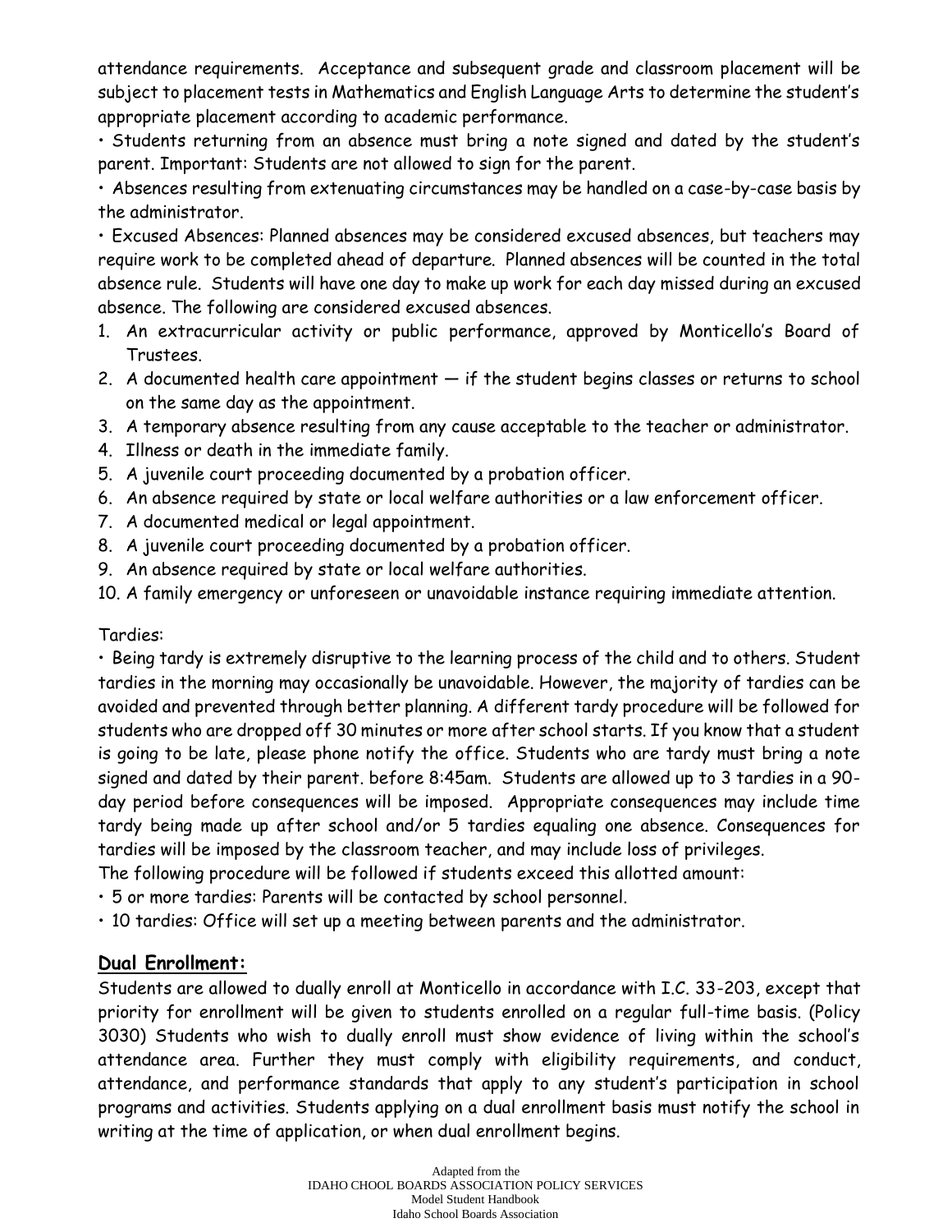attendance requirements. Acceptance and subsequent grade and classroom placement will be subject to placement tests in Mathematics and English Language Arts to determine the student's appropriate placement according to academic performance.

• Students returning from an absence must bring a note signed and dated by the student's parent. Important: Students are not allowed to sign for the parent.

• Absences resulting from extenuating circumstances may be handled on a case-by-case basis by the administrator.

• Excused Absences: Planned absences may be considered excused absences, but teachers may require work to be completed ahead of departure. Planned absences will be counted in the total absence rule. Students will have one day to make up work for each day missed during an excused absence. The following are considered excused absences.

1. An extracurricular activity or public performance, approved by Monticello's Board of Trustees.
2. A documented health care appointment — if the student begins classes or returns to school on the same day as the appointment.
3. A temporary absence resulting from any cause acceptable to the teacher or administrator.
4. Illness or death in the immediate family.
5. A juvenile court proceeding documented by a probation officer.
6. An absence required by state or local welfare authorities or a law enforcement officer.
7. A documented medical or legal appointment.
8. A juvenile court proceeding documented by a probation officer.
9. An absence required by state or local welfare authorities.
10. A family emergency or unforeseen or unavoidable instance requiring immediate attention.

Tardies:

• Being tardy is extremely disruptive to the learning process of the child and to others. Student tardies in the morning may occasionally be unavoidable. However, the majority of tardies can be avoided and prevented through better planning. A different tardy procedure will be followed for students who are dropped off 30 minutes or more after school starts. If you know that a student is going to be late, please phone notify the office. Students who are tardy must bring a note signed and dated by their parent. before 8:45am. Students are allowed up to 3 tardies in a 90-day period before consequences will be imposed. Appropriate consequences may include time tardy being made up after school and/or 5 tardies equaling one absence. Consequences for tardies will be imposed by the classroom teacher, and may include loss of privileges.

The following procedure will be followed if students exceed this allotted amount:

• 5 or more tardies: Parents will be contacted by school personnel.

• 10 tardies: Office will set up a meeting between parents and the administrator.

## Dual Enrollment:

Students are allowed to dually enroll at Monticello in accordance with I.C. 33-203, except that priority for enrollment will be given to students enrolled on a regular full-time basis. (Policy 3030) Students who wish to dually enroll must show evidence of living within the school's attendance area. Further they must comply with eligibility requirements, and conduct, attendance, and performance standards that apply to any student's participation in school programs and activities. Students applying on a dual enrollment basis must notify the school in writing at the time of application, or when dual enrollment begins.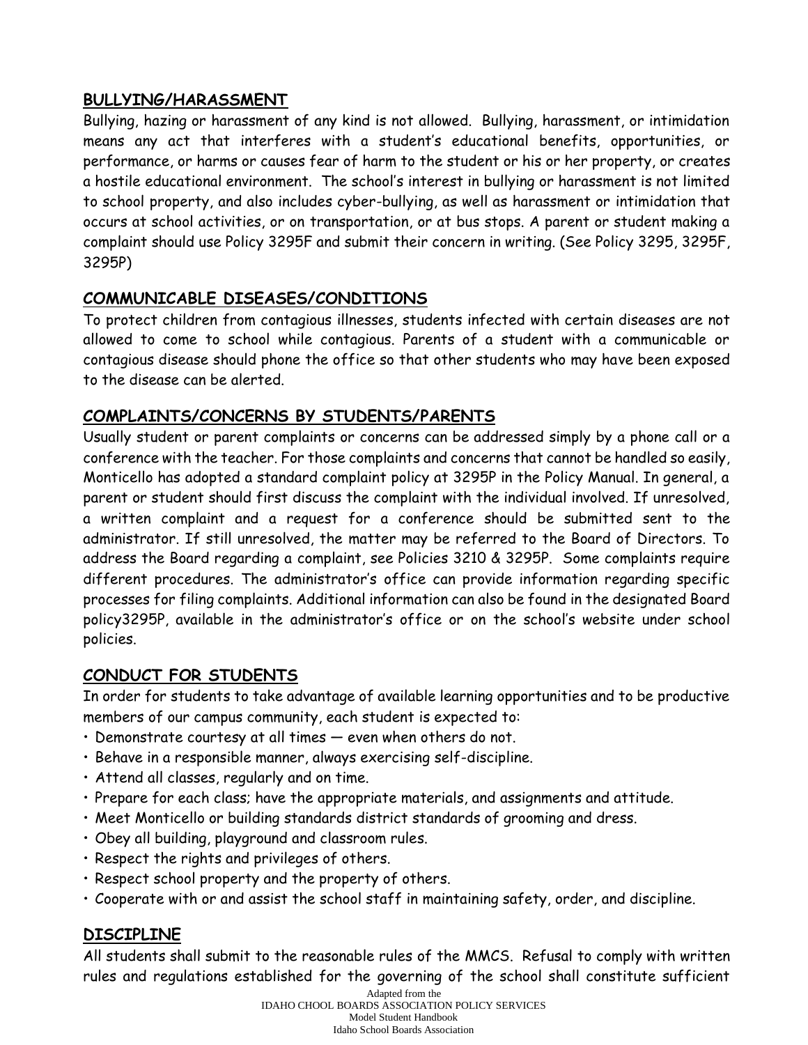## BULLYING/HARASSMENT

Bullying, hazing or harassment of any kind is not allowed. Bullying, harassment, or intimidation means any act that interferes with a student's educational benefits, opportunities, or performance, or harms or causes fear of harm to the student or his or her property, or creates a hostile educational environment. The school's interest in bullying or harassment is not limited to school property, and also includes cyber-bullying, as well as harassment or intimidation that occurs at school activities, or on transportation, or at bus stops. A parent or student making a complaint should use Policy 3295F and submit their concern in writing. (See Policy 3295, 3295F, 3295P)

## COMMUNICABLE DISEASES/CONDITIONS

To protect children from contagious illnesses, students infected with certain diseases are not allowed to come to school while contagious. Parents of a student with a communicable or contagious disease should phone the office so that other students who may have been exposed to the disease can be alerted.

## COMPLAINTS/CONCERNS BY STUDENTS/PARENTS

Usually student or parent complaints or concerns can be addressed simply by a phone call or a conference with the teacher. For those complaints and concerns that cannot be handled so easily, Monticello has adopted a standard complaint policy at 3295P in the Policy Manual. In general, a parent or student should first discuss the complaint with the individual involved. If unresolved, a written complaint and a request for a conference should be submitted sent to the administrator. If still unresolved, the matter may be referred to the Board of Directors. To address the Board regarding a complaint, see Policies 3210 & 3295P. Some complaints require different procedures. The administrator's office can provide information regarding specific processes for filing complaints. Additional information can also be found in the designated Board policy3295P, available in the administrator's office or on the school's website under school policies.

## CONDUCT FOR STUDENTS

In order for students to take advantage of available learning opportunities and to be productive members of our campus community, each student is expected to:

- Demonstrate courtesy at all times — even when others do not.
- Behave in a responsible manner, always exercising self-discipline.
- Attend all classes, regularly and on time.
- Prepare for each class; have the appropriate materials, and assignments and attitude.
- Meet Monticello or building standards district standards of grooming and dress.
- Obey all building, playground and classroom rules.
- Respect the rights and privileges of others.
- Respect school property and the property of others.
- Cooperate with or and assist the school staff in maintaining safety, order, and discipline.

## DISCIPLINE

All students shall submit to the reasonable rules of the MMCS. Refusal to comply with written rules and regulations established for the governing of the school shall constitute sufficient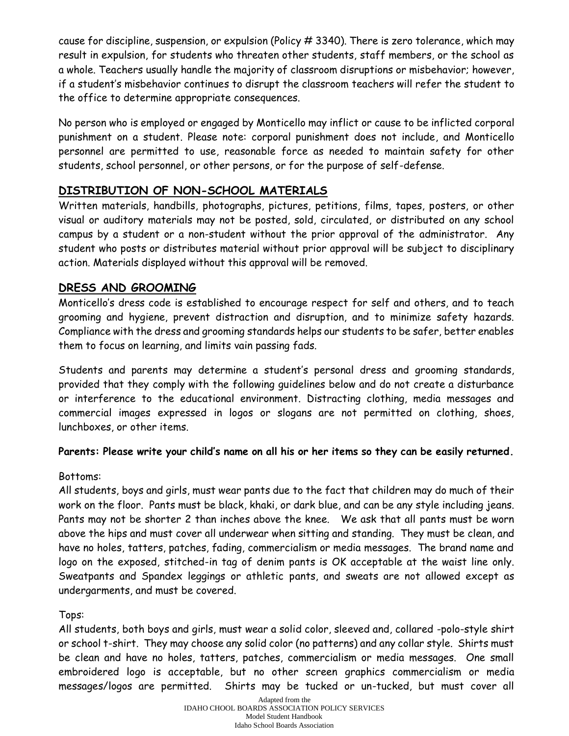cause for discipline, suspension, or expulsion (Policy # 3340). There is zero tolerance, which may result in expulsion, for students who threaten other students, staff members, or the school as a whole. Teachers usually handle the majority of classroom disruptions or misbehavior; however, if a student's misbehavior continues to disrupt the classroom teachers will refer the student to the office to determine appropriate consequences.

No person who is employed or engaged by Monticello may inflict or cause to be inflicted corporal punishment on a student. Please note: corporal punishment does not include, and Monticello personnel are permitted to use, reasonable force as needed to maintain safety for other students, school personnel, or other persons, or for the purpose of self-defense.

## DISTRIBUTION OF NON-SCHOOL MATERIALS

Written materials, handbills, photographs, pictures, petitions, films, tapes, posters, or other visual or auditory materials may not be posted, sold, circulated, or distributed on any school campus by a student or a non-student without the prior approval of the administrator. Any student who posts or distributes material without prior approval will be subject to disciplinary action. Materials displayed without this approval will be removed.

## DRESS AND GROOMING

Monticello's dress code is established to encourage respect for self and others, and to teach grooming and hygiene, prevent distraction and disruption, and to minimize safety hazards. Compliance with the dress and grooming standards helps our students to be safer, better enables them to focus on learning, and limits vain passing fads.

Students and parents may determine a student's personal dress and grooming standards, provided that they comply with the following guidelines below and do not create a disturbance or interference to the educational environment. Distracting clothing, media messages and commercial images expressed in logos or slogans are not permitted on clothing, shoes, lunchboxes, or other items.

**Parents: Please write your child's name on all his or her items so they can be easily returned.**

Bottoms:

All students, boys and girls, must wear pants due to the fact that children may do much of their work on the floor. Pants must be black, khaki, or dark blue, and can be any style including jeans. Pants may not be shorter 2 than inches above the knee. We ask that all pants must be worn above the hips and must cover all underwear when sitting and standing. They must be clean, and have no holes, tatters, patches, fading, commercialism or media messages. The brand name and logo on the exposed, stitched-in tag of denim pants is OK acceptable at the waist line only. Sweatpants and Spandex leggings or athletic pants, and sweats are not allowed except as undergarments, and must be covered.

Tops:

All students, both boys and girls, must wear a solid color, sleeved and, collared -polo-style shirt or school t-shirt. They may choose any solid color (no patterns) and any collar style. Shirts must be clean and have no holes, tatters, patches, commercialism or media messages. One small embroidered logo is acceptable, but no other screen graphics commercialism or media messages/logos are permitted. Shirts may be tucked or un-tucked, but must cover all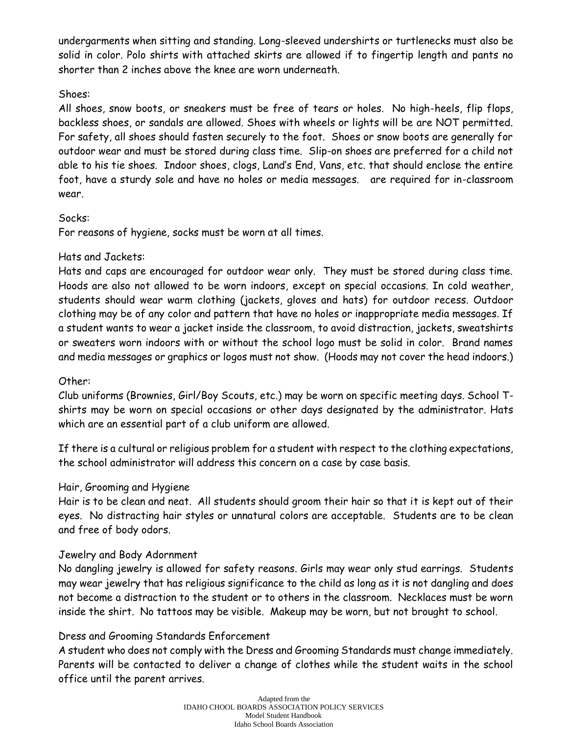undergarments when sitting and standing. Long-sleeved undershirts or turtlenecks must also be solid in color. Polo shirts with attached skirts are allowed if to fingertip length and pants no shorter than 2 inches above the knee are worn underneath.

Shoes:
All shoes, snow boots, or sneakers must be free of tears or holes. No high-heels, flip flops, backless shoes, or sandals are allowed. Shoes with wheels or lights will be are NOT permitted. For safety, all shoes should fasten securely to the foot. Shoes or snow boots are generally for outdoor wear and must be stored during class time. Slip-on shoes are preferred for a child not able to his tie shoes. Indoor shoes, clogs, Land's End, Vans, etc. that should enclose the entire foot, have a sturdy sole and have no holes or media messages. are required for in-classroom wear.

Socks:
For reasons of hygiene, socks must be worn at all times.

Hats and Jackets:
Hats and caps are encouraged for outdoor wear only. They must be stored during class time. Hoods are also not allowed to be worn indoors, except on special occasions. In cold weather, students should wear warm clothing (jackets, gloves and hats) for outdoor recess. Outdoor clothing may be of any color and pattern that have no holes or inappropriate media messages. If a student wants to wear a jacket inside the classroom, to avoid distraction, jackets, sweatshirts or sweaters worn indoors with or without the school logo must be solid in color. Brand names and media messages or graphics or logos must not show. (Hoods may not cover the head indoors.)

Other:
Club uniforms (Brownies, Girl/Boy Scouts, etc.) may be worn on specific meeting days. School T-shirts may be worn on special occasions or other days designated by the administrator. Hats which are an essential part of a club uniform are allowed.

If there is a cultural or religious problem for a student with respect to the clothing expectations, the school administrator will address this concern on a case by case basis.

Hair, Grooming and Hygiene
Hair is to be clean and neat. All students should groom their hair so that it is kept out of their eyes. No distracting hair styles or unnatural colors are acceptable. Students are to be clean and free of body odors.

Jewelry and Body Adornment
No dangling jewelry is allowed for safety reasons. Girls may wear only stud earrings. Students may wear jewelry that has religious significance to the child as long as it is not dangling and does not become a distraction to the student or to others in the classroom. Necklaces must be worn inside the shirt. No tattoos may be visible. Makeup may be worn, but not brought to school.

Dress and Grooming Standards Enforcement
A student who does not comply with the Dress and Grooming Standards must change immediately. Parents will be contacted to deliver a change of clothes while the student waits in the school office until the parent arrives.

Adapted from the
IDAHO CHOOL BOARDS ASSOCIATION POLICY SERVICES
Model Student Handbook
Idaho School Boards Association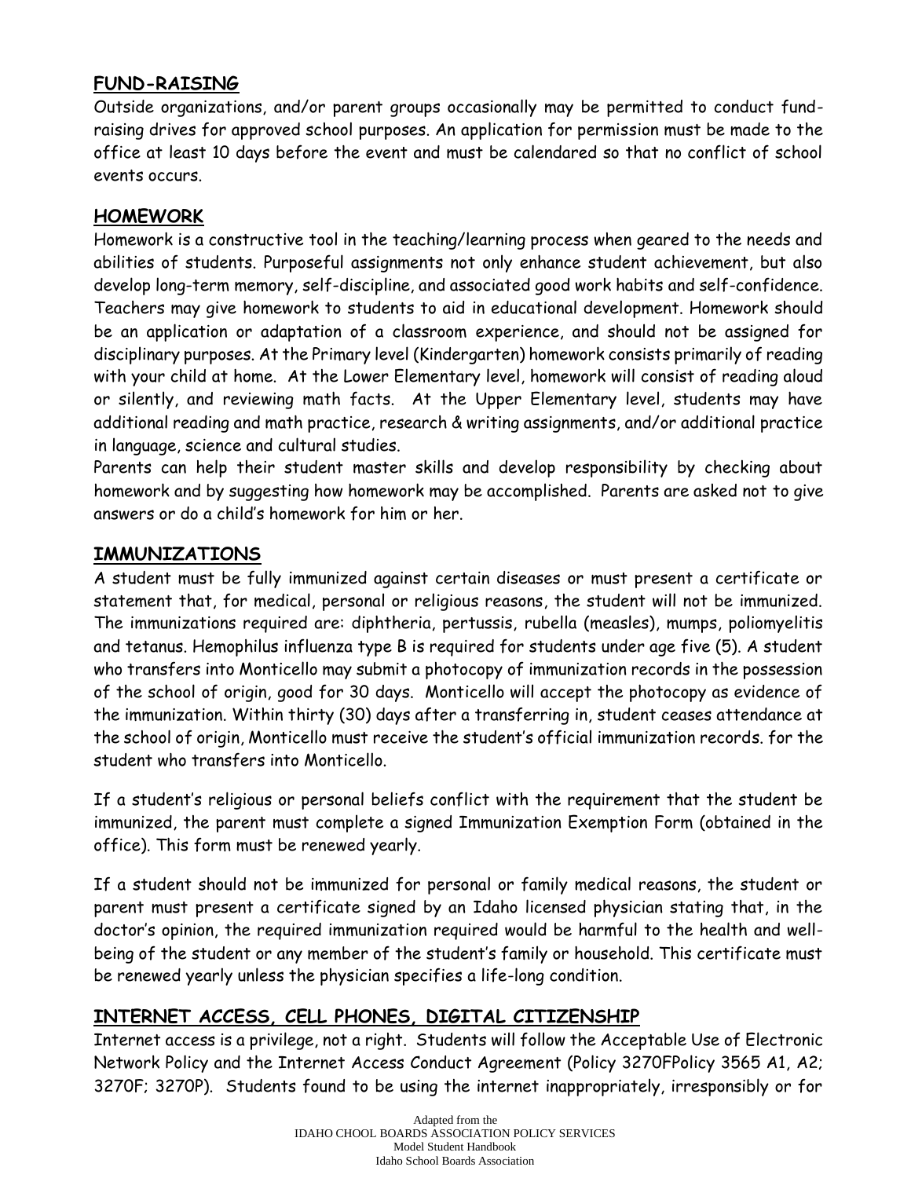## FUND-RAISING

Outside organizations, and/or parent groups occasionally may be permitted to conduct fund-raising drives for approved school purposes. An application for permission must be made to the office at least 10 days before the event and must be calendared so that no conflict of school events occurs.

## HOMEWORK

Homework is a constructive tool in the teaching/learning process when geared to the needs and abilities of students. Purposeful assignments not only enhance student achievement, but also develop long-term memory, self-discipline, and associated good work habits and self-confidence. Teachers may give homework to students to aid in educational development. Homework should be an application or adaptation of a classroom experience, and should not be assigned for disciplinary purposes. At the Primary level (Kindergarten) homework consists primarily of reading with your child at home. At the Lower Elementary level, homework will consist of reading aloud or silently, and reviewing math facts. At the Upper Elementary level, students may have additional reading and math practice, research & writing assignments, and/or additional practice in language, science and cultural studies.

Parents can help their student master skills and develop responsibility by checking about homework and by suggesting how homework may be accomplished. Parents are asked not to give answers or do a child's homework for him or her.

## IMMUNIZATIONS

A student must be fully immunized against certain diseases or must present a certificate or statement that, for medical, personal or religious reasons, the student will not be immunized. The immunizations required are: diphtheria, pertussis, rubella (measles), mumps, poliomyelitis and tetanus. Hemophilus influenza type B is required for students under age five (5). A student who transfers into Monticello may submit a photocopy of immunization records in the possession of the school of origin, good for 30 days. Monticello will accept the photocopy as evidence of the immunization. Within thirty (30) days after a transferring in, student ceases attendance at the school of origin, Monticello must receive the student's official immunization records. for the student who transfers into Monticello.

If a student's religious or personal beliefs conflict with the requirement that the student be immunized, the parent must complete a signed Immunization Exemption Form (obtained in the office). This form must be renewed yearly.

If a student should not be immunized for personal or family medical reasons, the student or parent must present a certificate signed by an Idaho licensed physician stating that, in the doctor's opinion, the required immunization required would be harmful to the health and well-being of the student or any member of the student's family or household. This certificate must be renewed yearly unless the physician specifies a life-long condition.

## INTERNET ACCESS, CELL PHONES, DIGITAL CITIZENSHIP

Internet access is a privilege, not a right. Students will follow the Acceptable Use of Electronic Network Policy and the Internet Access Conduct Agreement (Policy 3270FPolicy 3565 A1, A2; 3270F; 3270P). Students found to be using the internet inappropriately, irresponsibly or for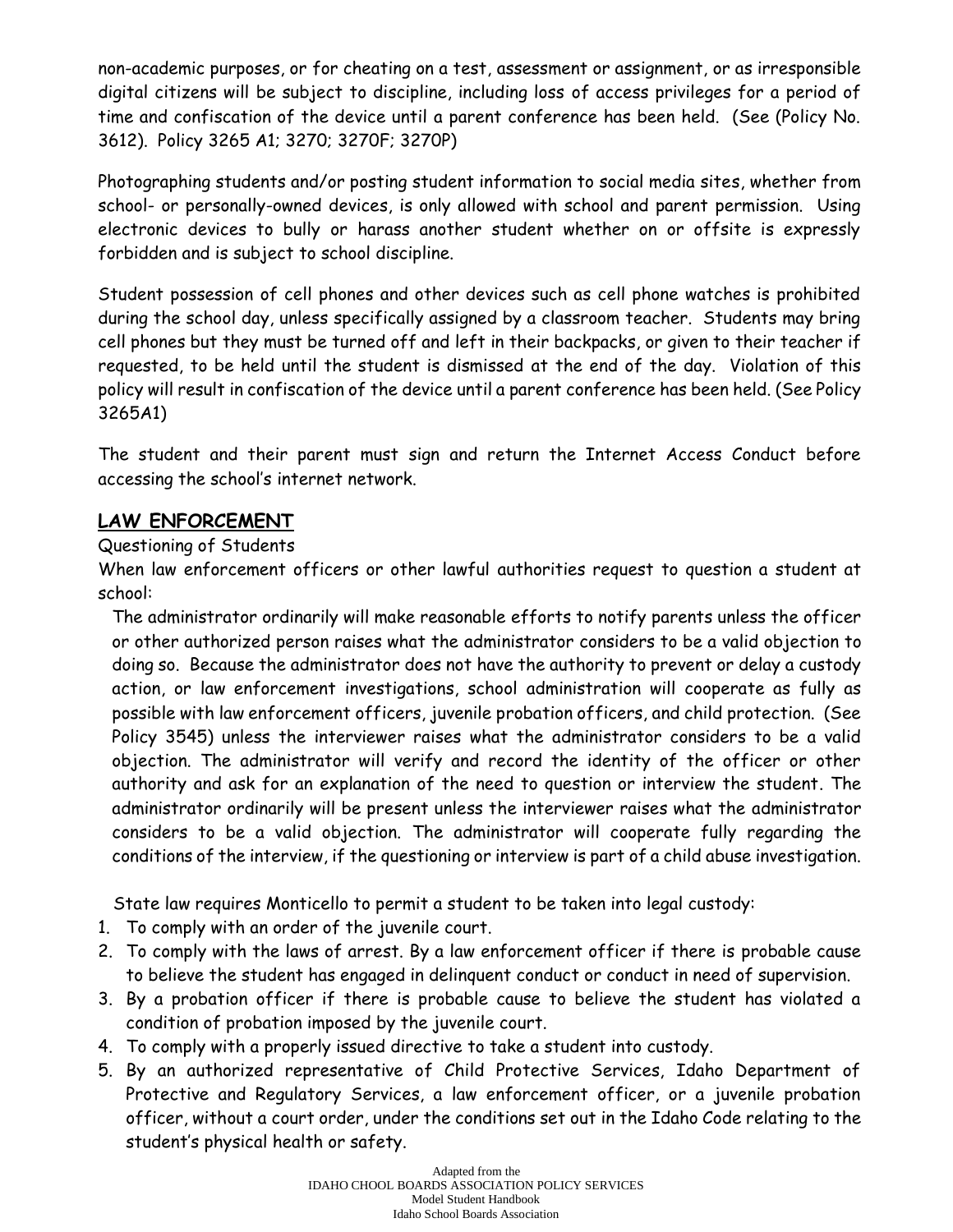non-academic purposes, or for cheating on a test, assessment or assignment, or as irresponsible digital citizens will be subject to discipline, including loss of access privileges for a period of time and confiscation of the device until a parent conference has been held. (See (Policy No. 3612). Policy 3265 A1; 3270; 3270F; 3270P)

Photographing students and/or posting student information to social media sites, whether from school- or personally-owned devices, is only allowed with school and parent permission. Using electronic devices to bully or harass another student whether on or offsite is expressly forbidden and is subject to school discipline.

Student possession of cell phones and other devices such as cell phone watches is prohibited during the school day, unless specifically assigned by a classroom teacher. Students may bring cell phones but they must be turned off and left in their backpacks, or given to their teacher if requested, to be held until the student is dismissed at the end of the day. Violation of this policy will result in confiscation of the device until a parent conference has been held. (See Policy 3265A1)

The student and their parent must sign and return the Internet Access Conduct before accessing the school's internet network.

## LAW ENFORCEMENT

Questioning of Students

When law enforcement officers or other lawful authorities request to question a student at school:

The administrator ordinarily will make reasonable efforts to notify parents unless the officer or other authorized person raises what the administrator considers to be a valid objection to doing so. Because the administrator does not have the authority to prevent or delay a custody action, or law enforcement investigations, school administration will cooperate as fully as possible with law enforcement officers, juvenile probation officers, and child protection. (See Policy 3545) unless the interviewer raises what the administrator considers to be a valid objection. The administrator will verify and record the identity of the officer or other authority and ask for an explanation of the need to question or interview the student. The administrator ordinarily will be present unless the interviewer raises what the administrator considers to be a valid objection. The administrator will cooperate fully regarding the conditions of the interview, if the questioning or interview is part of a child abuse investigation.

State law requires Monticello to permit a student to be taken into legal custody:

1. To comply with an order of the juvenile court.
2. To comply with the laws of arrest. By a law enforcement officer if there is probable cause to believe the student has engaged in delinquent conduct or conduct in need of supervision.
3. By a probation officer if there is probable cause to believe the student has violated a condition of probation imposed by the juvenile court.
4. To comply with a properly issued directive to take a student into custody.
5. By an authorized representative of Child Protective Services, Idaho Department of Protective and Regulatory Services, a law enforcement officer, or a juvenile probation officer, without a court order, under the conditions set out in the Idaho Code relating to the student's physical health or safety.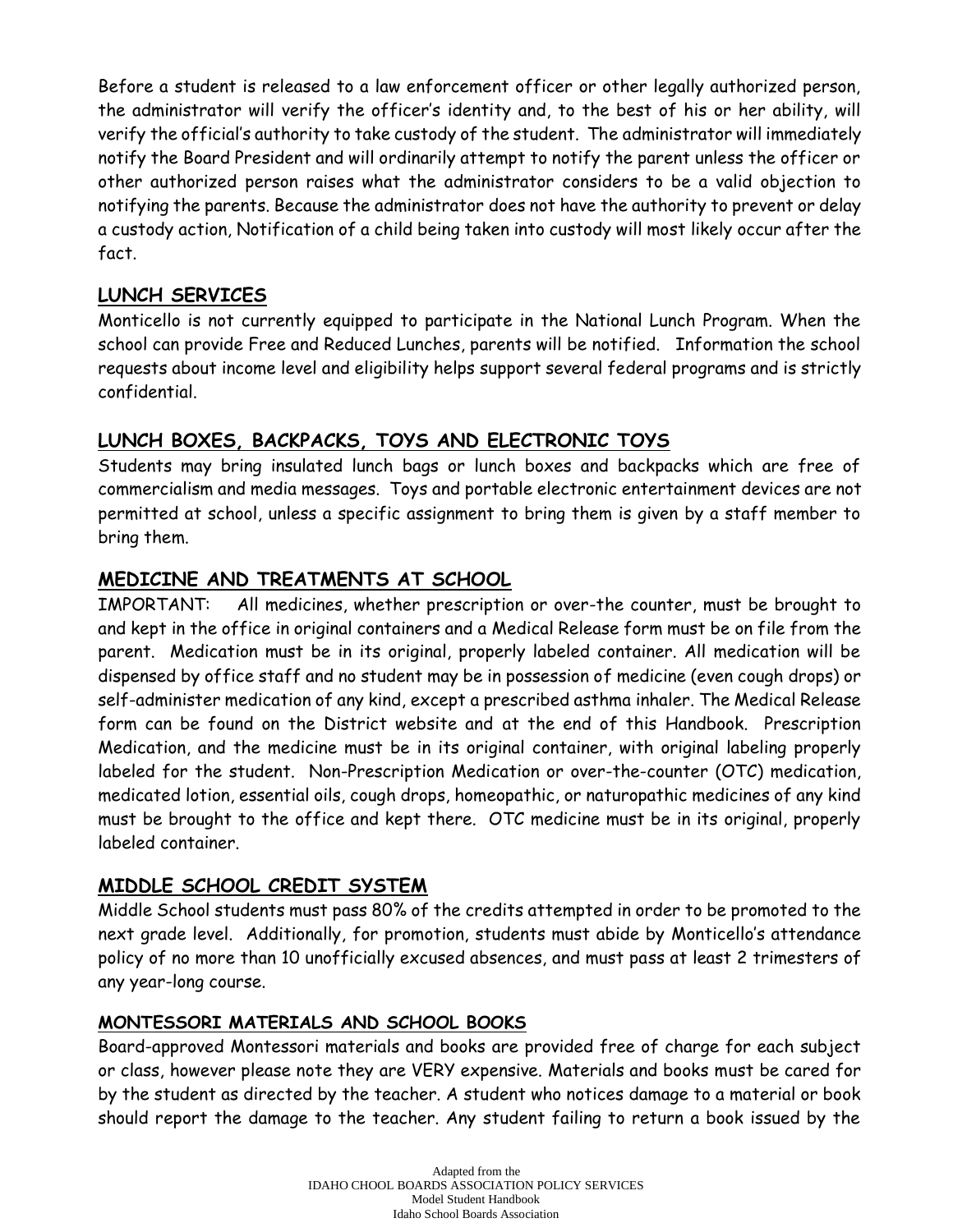Before a student is released to a law enforcement officer or other legally authorized person, the administrator will verify the officer's identity and, to the best of his or her ability, will verify the official's authority to take custody of the student. The administrator will immediately notify the Board President and will ordinarily attempt to notify the parent unless the officer or other authorized person raises what the administrator considers to be a valid objection to notifying the parents. Because the administrator does not have the authority to prevent or delay a custody action, Notification of a child being taken into custody will most likely occur after the fact.

## LUNCH SERVICES

Monticello is not currently equipped to participate in the National Lunch Program. When the school can provide Free and Reduced Lunches, parents will be notified. Information the school requests about income level and eligibility helps support several federal programs and is strictly confidential.

## LUNCH BOXES, BACKPACKS, TOYS AND ELECTRONIC TOYS

Students may bring insulated lunch bags or lunch boxes and backpacks which are free of commercialism and media messages. Toys and portable electronic entertainment devices are not permitted at school, unless a specific assignment to bring them is given by a staff member to bring them.

## MEDICINE AND TREATMENTS AT SCHOOL

IMPORTANT: All medicines, whether prescription or over-the counter, must be brought to and kept in the office in original containers and a Medical Release form must be on file from the parent. Medication must be in its original, properly labeled container. All medication will be dispensed by office staff and no student may be in possession of medicine (even cough drops) or self-administer medication of any kind, except a prescribed asthma inhaler. The Medical Release form can be found on the District website and at the end of this Handbook. Prescription Medication, and the medicine must be in its original container, with original labeling properly labeled for the student. Non-Prescription Medication or over-the-counter (OTC) medication, medicated lotion, essential oils, cough drops, homeopathic, or naturopathic medicines of any kind must be brought to the office and kept there. OTC medicine must be in its original, properly labeled container.

## MIDDLE SCHOOL CREDIT SYSTEM

Middle School students must pass 80% of the credits attempted in order to be promoted to the next grade level. Additionally, for promotion, students must abide by Monticello's attendance policy of no more than 10 unofficially excused absences, and must pass at least 2 trimesters of any year-long course.

### MONTESSORI MATERIALS AND SCHOOL BOOKS

Board-approved Montessori materials and books are provided free of charge for each subject or class, however please note they are VERY expensive. Materials and books must be cared for by the student as directed by the teacher. A student who notices damage to a material or book should report the damage to the teacher. Any student failing to return a book issued by the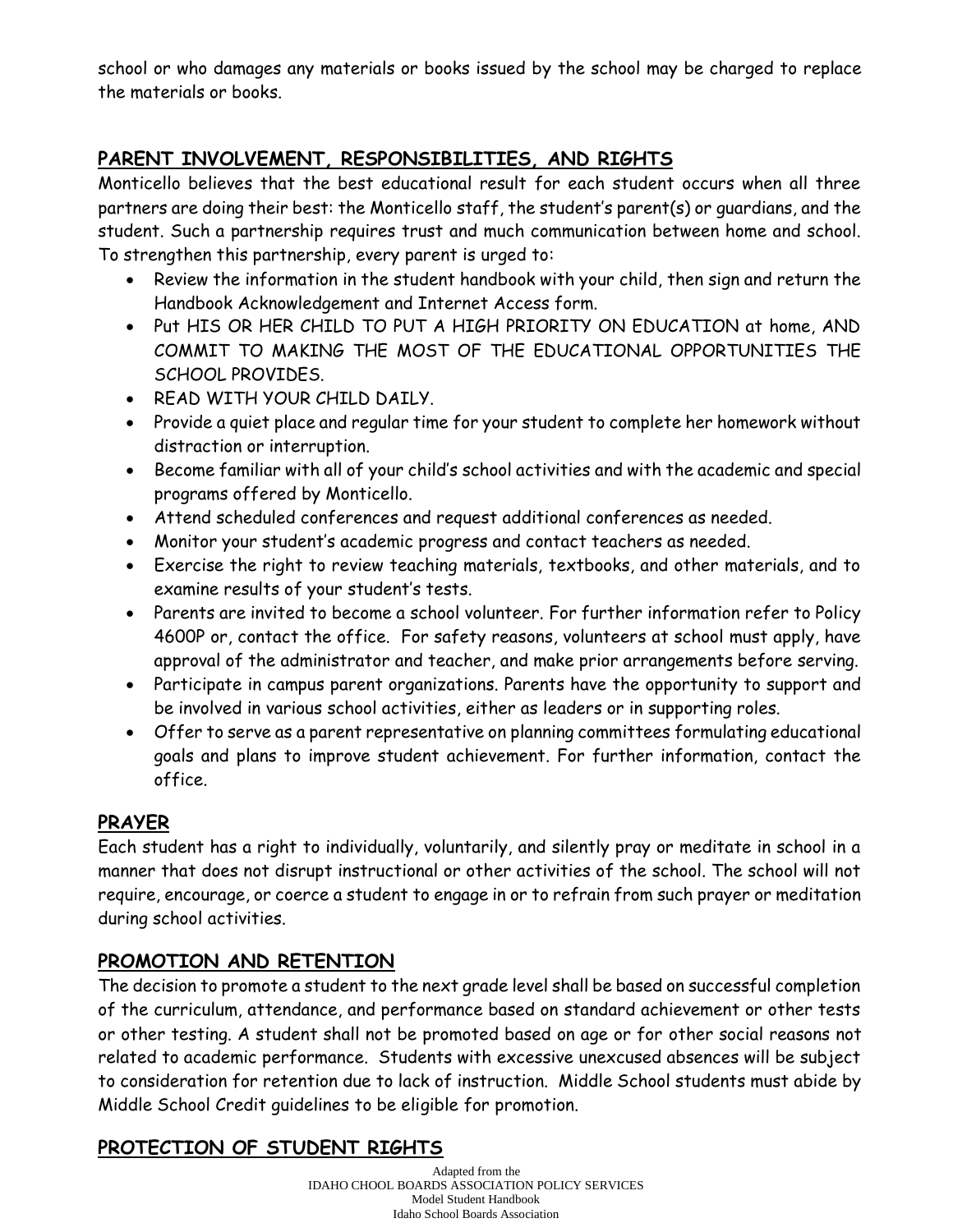school or who damages any materials or books issued by the school may be charged to replace the materials or books.

## PARENT INVOLVEMENT, RESPONSIBILITIES, AND RIGHTS

Monticello believes that the best educational result for each student occurs when all three partners are doing their best: the Monticello staff, the student's parent(s) or guardians, and the student. Such a partnership requires trust and much communication between home and school. To strengthen this partnership, every parent is urged to:

- Review the information in the student handbook with your child, then sign and return the Handbook Acknowledgement and Internet Access form.
- Put HIS OR HER CHILD TO PUT A HIGH PRIORITY ON EDUCATION at home, AND COMMIT TO MAKING THE MOST OF THE EDUCATIONAL OPPORTUNITIES THE SCHOOL PROVIDES.
- READ WITH YOUR CHILD DAILY.
- Provide a quiet place and regular time for your student to complete her homework without distraction or interruption.
- Become familiar with all of your child's school activities and with the academic and special programs offered by Monticello.
- Attend scheduled conferences and request additional conferences as needed.
- Monitor your student's academic progress and contact teachers as needed.
- Exercise the right to review teaching materials, textbooks, and other materials, and to examine results of your student's tests.
- Parents are invited to become a school volunteer. For further information refer to Policy 4600P or, contact the office. For safety reasons, volunteers at school must apply, have approval of the administrator and teacher, and make prior arrangements before serving.
- Participate in campus parent organizations. Parents have the opportunity to support and be involved in various school activities, either as leaders or in supporting roles.
- Offer to serve as a parent representative on planning committees formulating educational goals and plans to improve student achievement. For further information, contact the office.

## PRAYER

Each student has a right to individually, voluntarily, and silently pray or meditate in school in a manner that does not disrupt instructional or other activities of the school. The school will not require, encourage, or coerce a student to engage in or to refrain from such prayer or meditation during school activities.

## PROMOTION AND RETENTION

The decision to promote a student to the next grade level shall be based on successful completion of the curriculum, attendance, and performance based on standard achievement or other tests or other testing. A student shall not be promoted based on age or for other social reasons not related to academic performance. Students with excessive unexcused absences will be subject to consideration for retention due to lack of instruction. Middle School students must abide by Middle School Credit guidelines to be eligible for promotion.

## PROTECTION OF STUDENT RIGHTS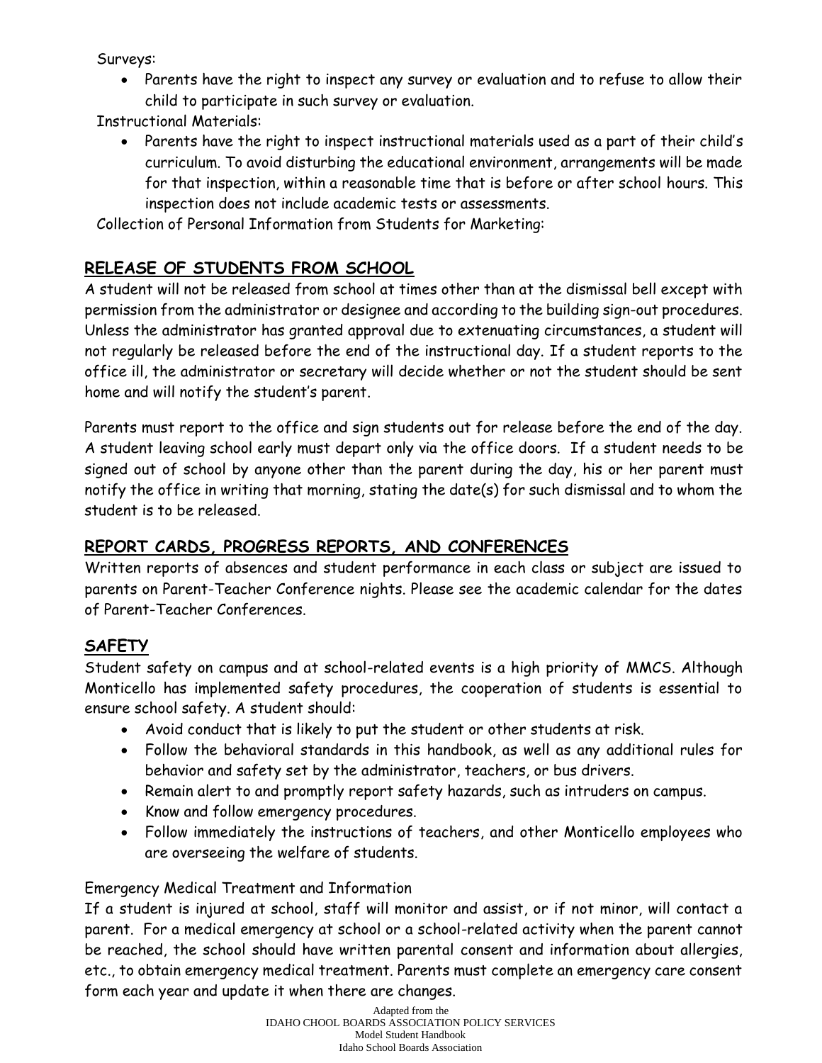Surveys:

- Parents have the right to inspect any survey or evaluation and to refuse to allow their child to participate in such survey or evaluation.

Instructional Materials:

- Parents have the right to inspect instructional materials used as a part of their child's curriculum. To avoid disturbing the educational environment, arrangements will be made for that inspection, within a reasonable time that is before or after school hours. This inspection does not include academic tests or assessments.

Collection of Personal Information from Students for Marketing:

## RELEASE OF STUDENTS FROM SCHOOL

A student will not be released from school at times other than at the dismissal bell except with permission from the administrator or designee and according to the building sign-out procedures. Unless the administrator has granted approval due to extenuating circumstances, a student will not regularly be released before the end of the instructional day. If a student reports to the office ill, the administrator or secretary will decide whether or not the student should be sent home and will notify the student's parent.

Parents must report to the office and sign students out for release before the end of the day. A student leaving school early must depart only via the office doors. If a student needs to be signed out of school by anyone other than the parent during the day, his or her parent must notify the office in writing that morning, stating the date(s) for such dismissal and to whom the student is to be released.

## REPORT CARDS, PROGRESS REPORTS, AND CONFERENCES

Written reports of absences and student performance in each class or subject are issued to parents on Parent-Teacher Conference nights. Please see the academic calendar for the dates of Parent-Teacher Conferences.

## SAFETY

Student safety on campus and at school-related events is a high priority of MMCS. Although Monticello has implemented safety procedures, the cooperation of students is essential to ensure school safety. A student should:

- Avoid conduct that is likely to put the student or other students at risk.
- Follow the behavioral standards in this handbook, as well as any additional rules for behavior and safety set by the administrator, teachers, or bus drivers.
- Remain alert to and promptly report safety hazards, such as intruders on campus.
- Know and follow emergency procedures.
- Follow immediately the instructions of teachers, and other Monticello employees who are overseeing the welfare of students.

Emergency Medical Treatment and Information

If a student is injured at school, staff will monitor and assist, or if not minor, will contact a parent. For a medical emergency at school or a school-related activity when the parent cannot be reached, the school should have written parental consent and information about allergies, etc., to obtain emergency medical treatment. Parents must complete an emergency care consent form each year and update it when there are changes.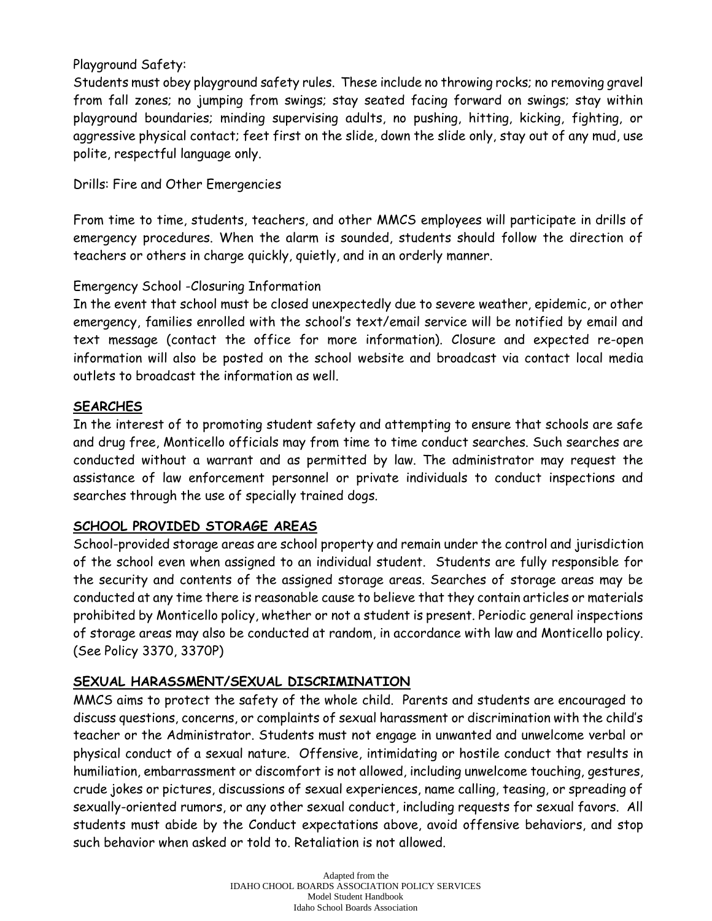Playground Safety:
Students must obey playground safety rules. These include no throwing rocks; no removing gravel from fall zones; no jumping from swings; stay seated facing forward on swings; stay within playground boundaries; minding supervising adults, no pushing, hitting, kicking, fighting, or aggressive physical contact; feet first on the slide, down the slide only, stay out of any mud, use polite, respectful language only.

Drills: Fire and Other Emergencies

From time to time, students, teachers, and other MMCS employees will participate in drills of emergency procedures. When the alarm is sounded, students should follow the direction of teachers or others in charge quickly, quietly, and in an orderly manner.

Emergency School -Closuring Information
In the event that school must be closed unexpectedly due to severe weather, epidemic, or other emergency, families enrolled with the school's text/email service will be notified by email and text message (contact the office for more information). Closure and expected re-open information will also be posted on the school website and broadcast via contact local media outlets to broadcast the information as well.

## SEARCHES

In the interest of to promoting student safety and attempting to ensure that schools are safe and drug free, Monticello officials may from time to time conduct searches. Such searches are conducted without a warrant and as permitted by law. The administrator may request the assistance of law enforcement personnel or private individuals to conduct inspections and searches through the use of specially trained dogs.

## SCHOOL PROVIDED STORAGE AREAS

School-provided storage areas are school property and remain under the control and jurisdiction of the school even when assigned to an individual student. Students are fully responsible for the security and contents of the assigned storage areas. Searches of storage areas may be conducted at any time there is reasonable cause to believe that they contain articles or materials prohibited by Monticello policy, whether or not a student is present. Periodic general inspections of storage areas may also be conducted at random, in accordance with law and Monticello policy. (See Policy 3370, 3370P)

## SEXUAL HARASSMENT/SEXUAL DISCRIMINATION

MMCS aims to protect the safety of the whole child. Parents and students are encouraged to discuss questions, concerns, or complaints of sexual harassment or discrimination with the child's teacher or the Administrator. Students must not engage in unwanted and unwelcome verbal or physical conduct of a sexual nature. Offensive, intimidating or hostile conduct that results in humiliation, embarrassment or discomfort is not allowed, including unwelcome touching, gestures, crude jokes or pictures, discussions of sexual experiences, name calling, teasing, or spreading of sexually-oriented rumors, or any other sexual conduct, including requests for sexual favors. All students must abide by the Conduct expectations above, avoid offensive behaviors, and stop such behavior when asked or told to. Retaliation is not allowed.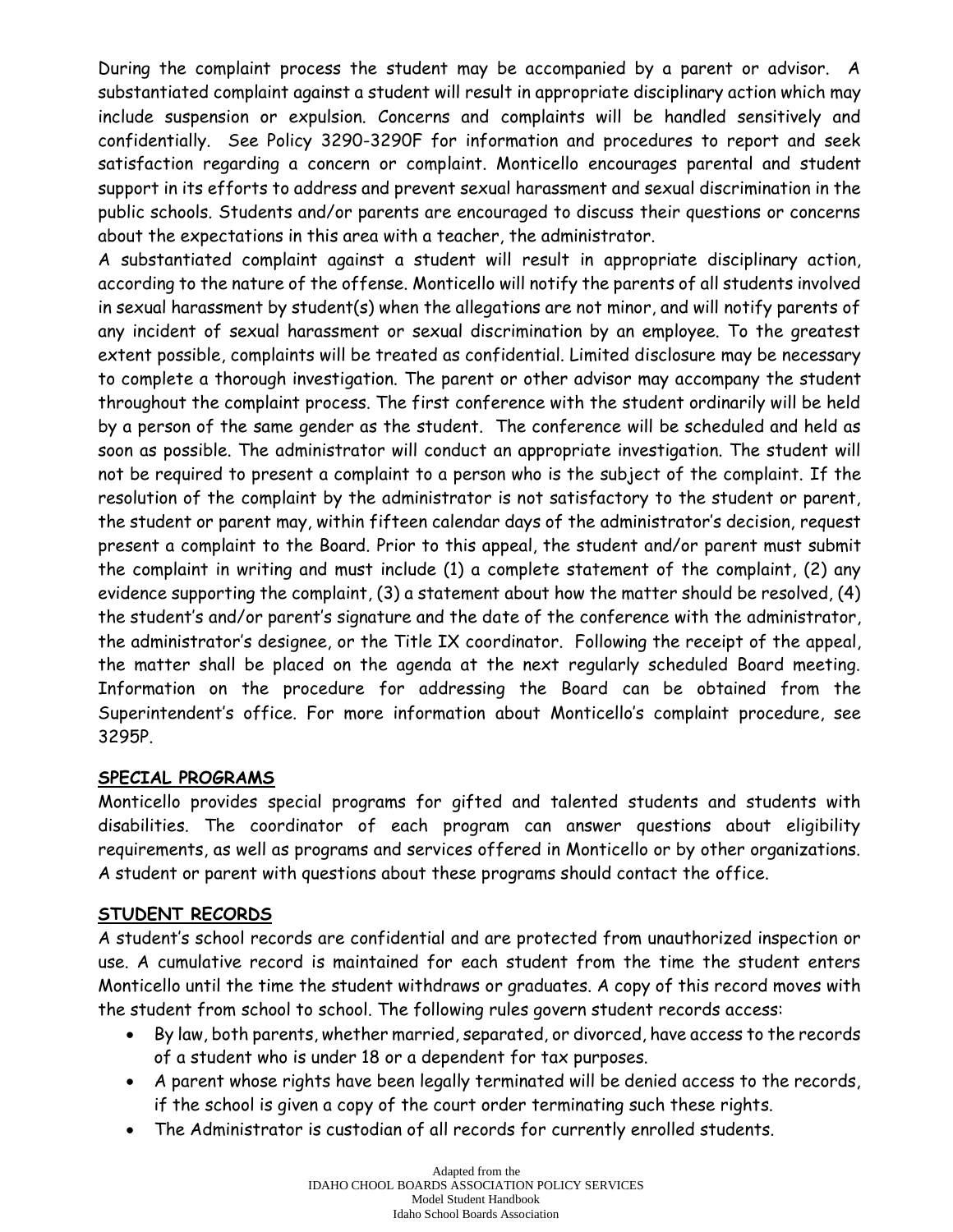During the complaint process the student may be accompanied by a parent or advisor. A substantiated complaint against a student will result in appropriate disciplinary action which may include suspension or expulsion. Concerns and complaints will be handled sensitively and confidentially. See Policy 3290-3290F for information and procedures to report and seek satisfaction regarding a concern or complaint. Monticello encourages parental and student support in its efforts to address and prevent sexual harassment and sexual discrimination in the public schools. Students and/or parents are encouraged to discuss their questions or concerns about the expectations in this area with a teacher, the administrator.

A substantiated complaint against a student will result in appropriate disciplinary action, according to the nature of the offense. Monticello will notify the parents of all students involved in sexual harassment by student(s) when the allegations are not minor, and will notify parents of any incident of sexual harassment or sexual discrimination by an employee. To the greatest extent possible, complaints will be treated as confidential. Limited disclosure may be necessary to complete a thorough investigation. The parent or other advisor may accompany the student throughout the complaint process. The first conference with the student ordinarily will be held by a person of the same gender as the student. The conference will be scheduled and held as soon as possible. The administrator will conduct an appropriate investigation. The student will not be required to present a complaint to a person who is the subject of the complaint. If the resolution of the complaint by the administrator is not satisfactory to the student or parent, the student or parent may, within fifteen calendar days of the administrator's decision, request present a complaint to the Board. Prior to this appeal, the student and/or parent must submit the complaint in writing and must include (1) a complete statement of the complaint, (2) any evidence supporting the complaint, (3) a statement about how the matter should be resolved, (4) the student's and/or parent's signature and the date of the conference with the administrator, the administrator's designee, or the Title IX coordinator. Following the receipt of the appeal, the matter shall be placed on the agenda at the next regularly scheduled Board meeting. Information on the procedure for addressing the Board can be obtained from the Superintendent's office. For more information about Monticello's complaint procedure, see 3295P.

## SPECIAL PROGRAMS

Monticello provides special programs for gifted and talented students and students with disabilities. The coordinator of each program can answer questions about eligibility requirements, as well as programs and services offered in Monticello or by other organizations. A student or parent with questions about these programs should contact the office.

## STUDENT RECORDS

A student's school records are confidential and are protected from unauthorized inspection or use. A cumulative record is maintained for each student from the time the student enters Monticello until the time the student withdraws or graduates. A copy of this record moves with the student from school to school. The following rules govern student records access:

- By law, both parents, whether married, separated, or divorced, have access to the records of a student who is under 18 or a dependent for tax purposes.
- A parent whose rights have been legally terminated will be denied access to the records, if the school is given a copy of the court order terminating such these rights.
- The Administrator is custodian of all records for currently enrolled students.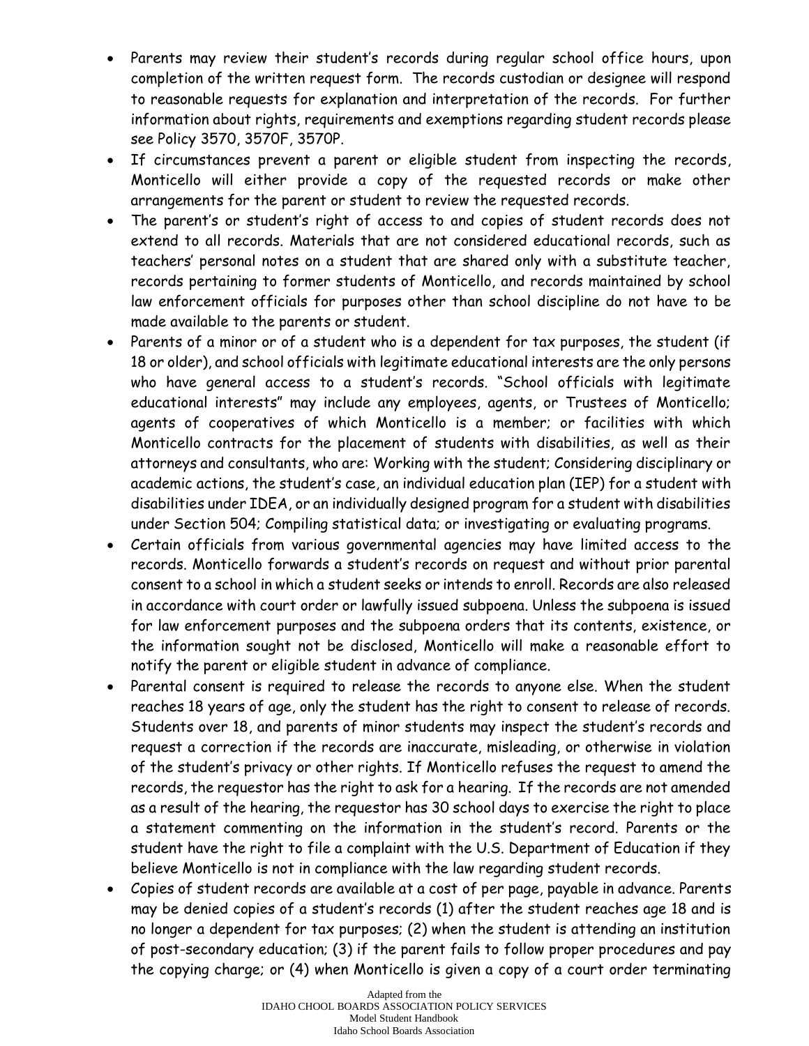- Parents may review their student's records during regular school office hours, upon completion of the written request form. The records custodian or designee will respond to reasonable requests for explanation and interpretation of the records. For further information about rights, requirements and exemptions regarding student records please see Policy 3570, 3570F, 3570P.
- If circumstances prevent a parent or eligible student from inspecting the records, Monticello will either provide a copy of the requested records or make other arrangements for the parent or student to review the requested records.
- The parent's or student's right of access to and copies of student records does not extend to all records. Materials that are not considered educational records, such as teachers' personal notes on a student that are shared only with a substitute teacher, records pertaining to former students of Monticello, and records maintained by school law enforcement officials for purposes other than school discipline do not have to be made available to the parents or student.
- Parents of a minor or of a student who is a dependent for tax purposes, the student (if 18 or older), and school officials with legitimate educational interests are the only persons who have general access to a student's records. "School officials with legitimate educational interests" may include any employees, agents, or Trustees of Monticello; agents of cooperatives of which Monticello is a member; or facilities with which Monticello contracts for the placement of students with disabilities, as well as their attorneys and consultants, who are: Working with the student; Considering disciplinary or academic actions, the student's case, an individual education plan (IEP) for a student with disabilities under IDEA, or an individually designed program for a student with disabilities under Section 504; Compiling statistical data; or investigating or evaluating programs.
- Certain officials from various governmental agencies may have limited access to the records. Monticello forwards a student's records on request and without prior parental consent to a school in which a student seeks or intends to enroll. Records are also released in accordance with court order or lawfully issued subpoena. Unless the subpoena is issued for law enforcement purposes and the subpoena orders that its contents, existence, or the information sought not be disclosed, Monticello will make a reasonable effort to notify the parent or eligible student in advance of compliance.
- Parental consent is required to release the records to anyone else. When the student reaches 18 years of age, only the student has the right to consent to release of records. Students over 18, and parents of minor students may inspect the student's records and request a correction if the records are inaccurate, misleading, or otherwise in violation of the student's privacy or other rights. If Monticello refuses the request to amend the records, the requestor has the right to ask for a hearing. If the records are not amended as a result of the hearing, the requestor has 30 school days to exercise the right to place a statement commenting on the information in the student's record. Parents or the student have the right to file a complaint with the U.S. Department of Education if they believe Monticello is not in compliance with the law regarding student records.
- Copies of student records are available at a cost of per page, payable in advance. Parents may be denied copies of a student's records (1) after the student reaches age 18 and is no longer a dependent for tax purposes; (2) when the student is attending an institution of post-secondary education; (3) if the parent fails to follow proper procedures and pay the copying charge; or (4) when Monticello is given a copy of a court order terminating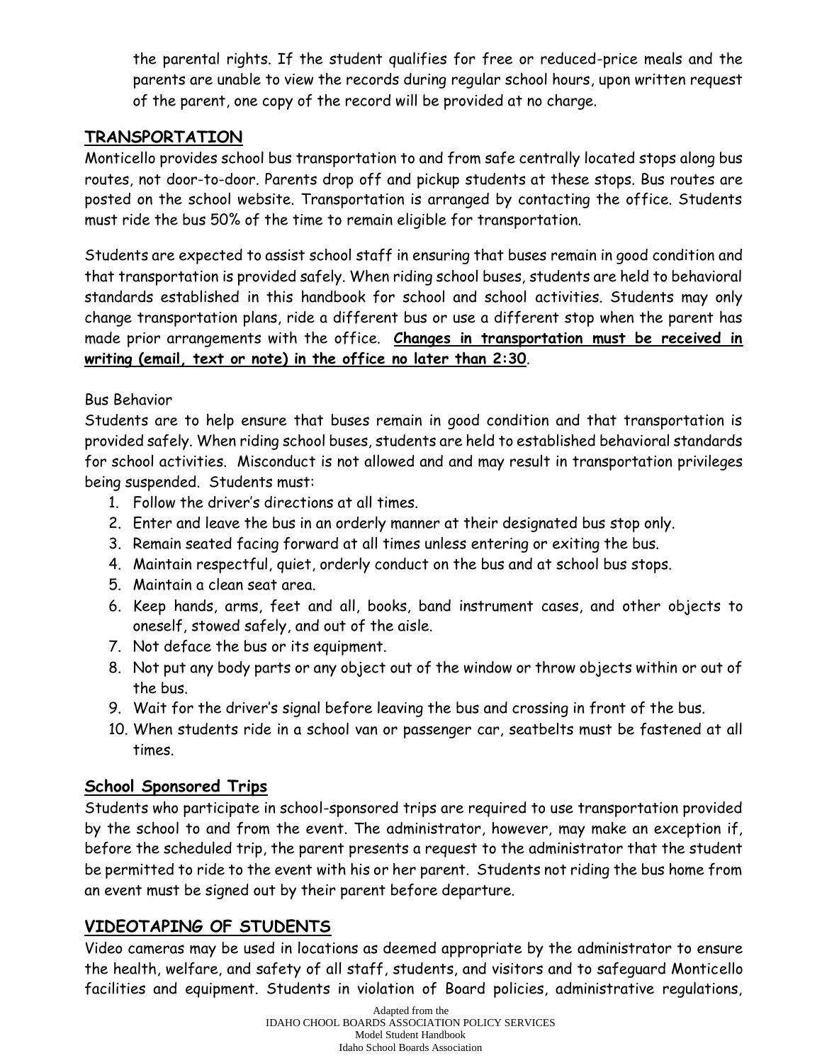the parental rights. If the student qualifies for free or reduced-price meals and the parents are unable to view the records during regular school hours, upon written request of the parent, one copy of the record will be provided at no charge.

## TRANSPORTATION

Monticello provides school bus transportation to and from safe centrally located stops along bus routes, not door-to-door. Parents drop off and pickup students at these stops. Bus routes are posted on the school website. Transportation is arranged by contacting the office. Students must ride the bus 50% of the time to remain eligible for transportation.

Students are expected to assist school staff in ensuring that buses remain in good condition and that transportation is provided safely. When riding school buses, students are held to behavioral standards established in this handbook for school and school activities. Students may only change transportation plans, ride a different bus or use a different stop when the parent has made prior arrangements with the office. **Changes in transportation must be received in writing (email, text or note) in the office no later than 2:30**.

Bus Behavior

Students are to help ensure that buses remain in good condition and that transportation is provided safely. When riding school buses, students are held to established behavioral standards for school activities. Misconduct is not allowed and and may result in transportation privileges being suspended. Students must:

1. Follow the driver's directions at all times.
2. Enter and leave the bus in an orderly manner at their designated bus stop only.
3. Remain seated facing forward at all times unless entering or exiting the bus.
4. Maintain respectful, quiet, orderly conduct on the bus and at school bus stops.
5. Maintain a clean seat area.
6. Keep hands, arms, feet and all, books, band instrument cases, and other objects to oneself, stowed safely, and out of the aisle.
7. Not deface the bus or its equipment.
8. Not put any body parts or any object out of the window or throw objects within or out of the bus.
9. Wait for the driver's signal before leaving the bus and crossing in front of the bus.
10. When students ride in a school van or passenger car, seatbelts must be fastened at all times.

### School Sponsored Trips

Students who participate in school-sponsored trips are required to use transportation provided by the school to and from the event. The administrator, however, may make an exception if, before the scheduled trip, the parent presents a request to the administrator that the student be permitted to ride to the event with his or her parent. Students not riding the bus home from an event must be signed out by their parent before departure.

## VIDEOTAPING OF STUDENTS

Video cameras may be used in locations as deemed appropriate by the administrator to ensure the health, welfare, and safety of all staff, students, and visitors and to safeguard Monticello facilities and equipment. Students in violation of Board policies, administrative regulations,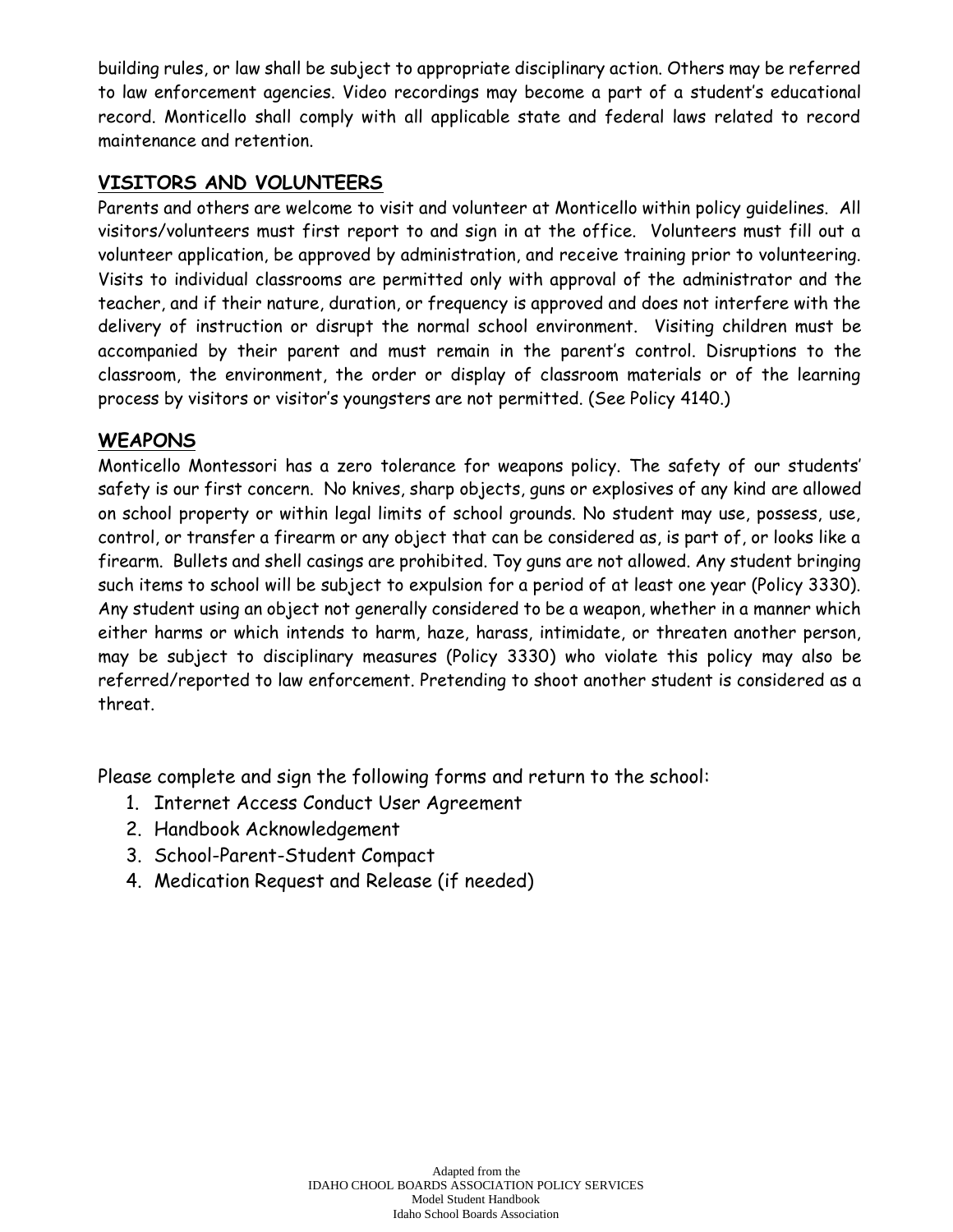building rules, or law shall be subject to appropriate disciplinary action. Others may be referred to law enforcement agencies. Video recordings may become a part of a student's educational record. Monticello shall comply with all applicable state and federal laws related to record maintenance and retention.

## VISITORS AND VOLUNTEERS

Parents and others are welcome to visit and volunteer at Monticello within policy guidelines. All visitors/volunteers must first report to and sign in at the office. Volunteers must fill out a volunteer application, be approved by administration, and receive training prior to volunteering. Visits to individual classrooms are permitted only with approval of the administrator and the teacher, and if their nature, duration, or frequency is approved and does not interfere with the delivery of instruction or disrupt the normal school environment. Visiting children must be accompanied by their parent and must remain in the parent's control. Disruptions to the classroom, the environment, the order or display of classroom materials or of the learning process by visitors or visitor's youngsters are not permitted. (See Policy 4140.)

## WEAPONS

Monticello Montessori has a zero tolerance for weapons policy. The safety of our students' safety is our first concern. No knives, sharp objects, guns or explosives of any kind are allowed on school property or within legal limits of school grounds. No student may use, possess, use, control, or transfer a firearm or any object that can be considered as, is part of, or looks like a firearm. Bullets and shell casings are prohibited. Toy guns are not allowed. Any student bringing such items to school will be subject to expulsion for a period of at least one year (Policy 3330). Any student using an object not generally considered to be a weapon, whether in a manner which either harms or which intends to harm, haze, harass, intimidate, or threaten another person, may be subject to disciplinary measures (Policy 3330) who violate this policy may also be referred/reported to law enforcement. Pretending to shoot another student is considered as a threat.

Please complete and sign the following forms and return to the school:

1. Internet Access Conduct User Agreement
2. Handbook Acknowledgement
3. School-Parent-Student Compact
4. Medication Request and Release (if needed)

Adapted from the
IDAHO CHOOL BOARDS ASSOCIATION POLICY SERVICES
Model Student Handbook
Idaho School Boards Association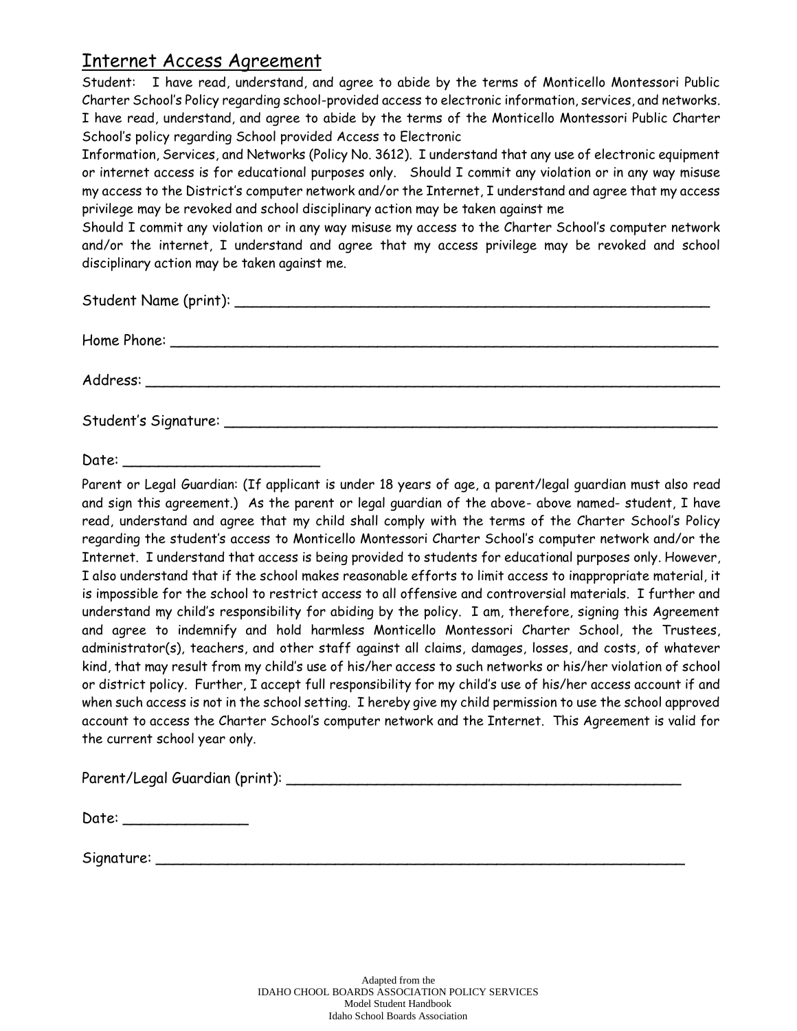## Internet Access Agreement

Student: I have read, understand, and agree to abide by the terms of Monticello Montessori Public Charter School's Policy regarding school-provided access to electronic information, services, and networks. I have read, understand, and agree to abide by the terms of the Monticello Montessori Public Charter School's policy regarding School provided Access to Electronic Information, Services, and Networks (Policy No. 3612). I understand that any use of electronic equipment or internet access is for educational purposes only. Should I commit any violation or in any way misuse my access to the District's computer network and/or the Internet, I understand and agree that my access privilege may be revoked and school disciplinary action may be taken against me

Should I commit any violation or in any way misuse my access to the Charter School's computer network and/or the internet, I understand and agree that my access privilege may be revoked and school disciplinary action may be taken against me.

Student Name (print): ______________________________________________________

Home Phone: ___________________________________________________________

Address: ______________________________________________________________

Student's Signature: ______________________________________________________

Date: ______________________

Parent or Legal Guardian: (If applicant is under 18 years of age, a parent/legal guardian must also read and sign this agreement.) As the parent or legal guardian of the above- above named- student, I have read, understand and agree that my child shall comply with the terms of the Charter School's Policy regarding the student's access to Monticello Montessori Charter School's computer network and/or the Internet. I understand that access is being provided to students for educational purposes only. However, I also understand that if the school makes reasonable efforts to limit access to inappropriate material, it is impossible for the school to restrict access to all offensive and controversial materials. I further and understand my child's responsibility for abiding by the policy. I am, therefore, signing this Agreement and agree to indemnify and hold harmless Monticello Montessori Charter School, the Trustees, administrator(s), teachers, and other staff against all claims, damages, losses, and costs, of whatever kind, that may result from my child's use of his/her access to such networks or his/her violation of school or district policy. Further, I accept full responsibility for my child's use of his/her access account if and when such access is not in the school setting. I hereby give my child permission to use the school approved account to access the Charter School's computer network and the Internet. This Agreement is valid for the current school year only.

Parent/Legal Guardian (print): _____________________________________________

Date: ______________

Signature: _____________________________________________________________

Adapted from the
IDAHO CHOOL BOARDS ASSOCIATION POLICY SERVICES
Model Student Handbook
Idaho School Boards Association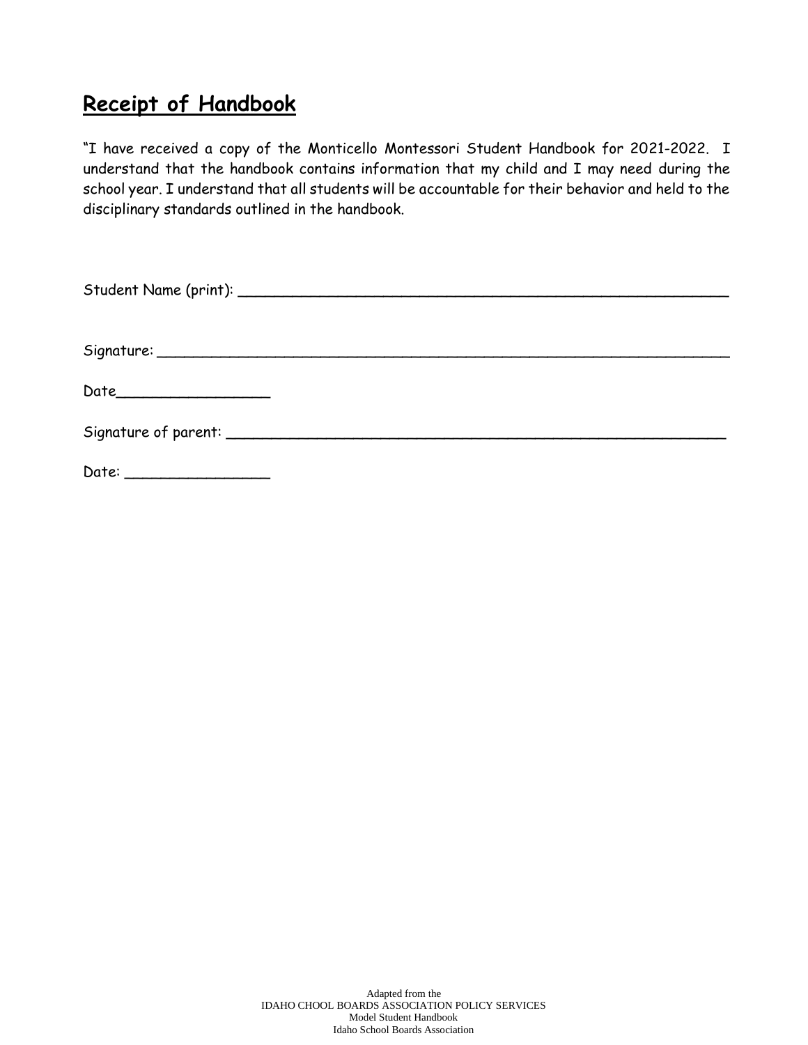## Receipt of Handbook

"I have received a copy of the Monticello Montessori Student Handbook for 2021-2022. I understand that the handbook contains information that my child and I may need during the school year. I understand that all students will be accountable for their behavior and held to the disciplinary standards outlined in the handbook.

Student Name (print): ______________________________________________________

Signature: ____________________________________________________________

Date_________________

Signature of parent: ______________________________________________________

Date: ________________

Adapted from the
IDAHO CHOOL BOARDS ASSOCIATION POLICY SERVICES
Model Student Handbook
Idaho School Boards Association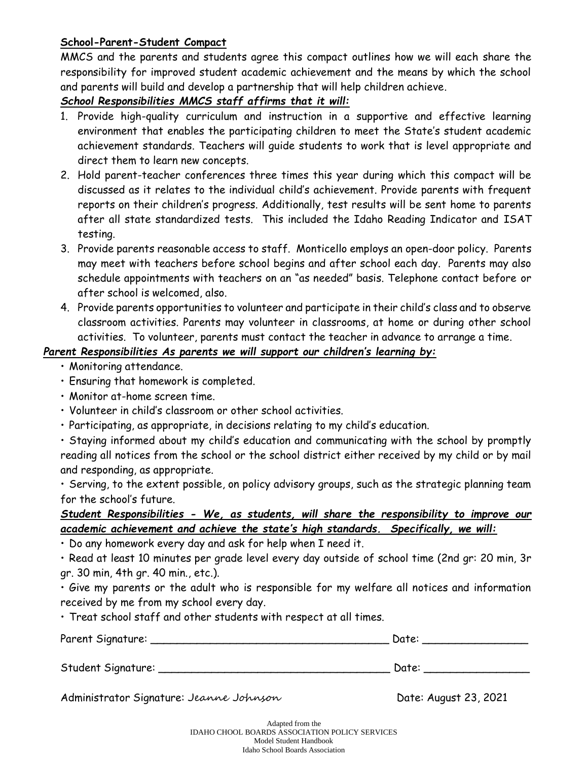**School-Parent-Student Compact**

MMCS and the parents and students agree this compact outlines how we will each share the responsibility for improved student academic achievement and the means by which the school and parents will build and develop a partnership that will help children achieve.

***School Responsibilities MMCS staff affirms that it will:***

1. Provide high-quality curriculum and instruction in a supportive and effective learning environment that enables the participating children to meet the State's student academic achievement standards. Teachers will guide students to work that is level appropriate and direct them to learn new concepts.
2. Hold parent-teacher conferences three times this year during which this compact will be discussed as it relates to the individual child's achievement. Provide parents with frequent reports on their children's progress. Additionally, test results will be sent home to parents after all state standardized tests. This included the Idaho Reading Indicator and ISAT testing.
3. Provide parents reasonable access to staff. Monticello employs an open-door policy. Parents may meet with teachers before school begins and after school each day. Parents may also schedule appointments with teachers on an "as needed" basis. Telephone contact before or after school is welcomed, also.
4. Provide parents opportunities to volunteer and participate in their child's class and to observe classroom activities. Parents may volunteer in classrooms, at home or during other school activities. To volunteer, parents must contact the teacher in advance to arrange a time.

***Parent Responsibilities As parents we will support our children's learning by:***

- Monitoring attendance.
- Ensuring that homework is completed.
- Monitor at-home screen time.
- Volunteer in child's classroom or other school activities.
- Participating, as appropriate, in decisions relating to my child's education.
- Staying informed about my child's education and communicating with the school by promptly reading all notices from the school or the school district either received by my child or by mail and responding, as appropriate.
- Serving, to the extent possible, on policy advisory groups, such as the strategic planning team for the school's future.

***Student Responsibilities - We, as students, will share the responsibility to improve our academic achievement and achieve the state's high standards. Specifically, we will:***

- Do any homework every day and ask for help when I need it.
- Read at least 10 minutes per grade level every day outside of school time (2nd gr: 20 min, 3r gr. 30 min, 4th gr. 40 min., etc.).
- Give my parents or the adult who is responsible for my welfare all notices and information received by me from my school every day.
- Treat school staff and other students with respect at all times.

Parent Signature: ____________________________________ Date: ________________

Student Signature: ___________________________________ Date: ________________

Administrator Signature: Jeanne Johnson Date: August 23, 2021

Adapted from the
IDAHO CHOOL BOARDS ASSOCIATION POLICY SERVICES
Model Student Handbook
Idaho School Boards Association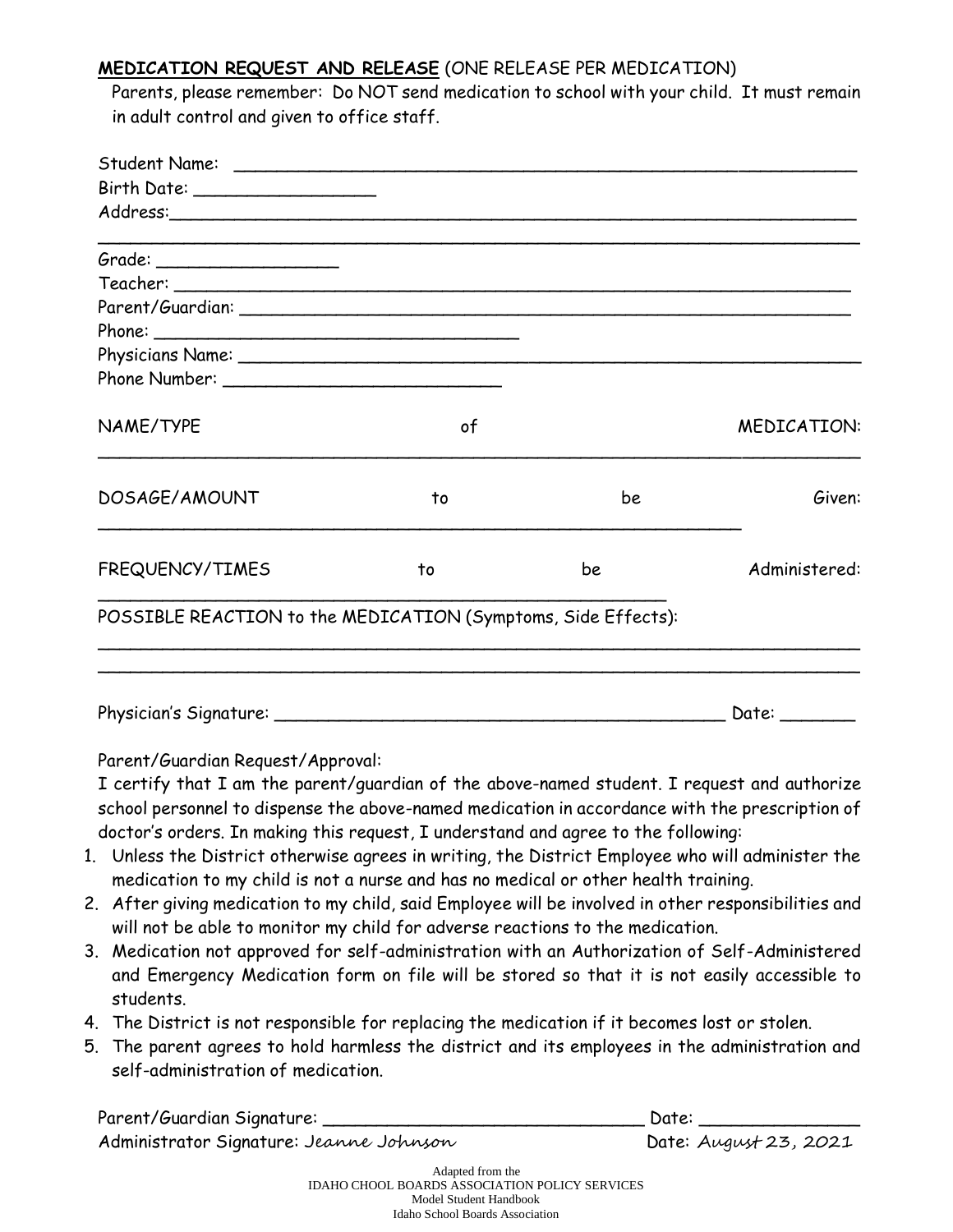**MEDICATION REQUEST AND RELEASE** (ONE RELEASE PER MEDICATION)

Parents, please remember: Do NOT send medication to school with your child. It must remain in adult control and given to office staff.

Student Name: ____________________________________________________________

Birth Date: _________________

Address:____________________________________________________________________

_______________________________________________________________________________

Grade: _________________

Teacher: ________________________________________________________________

Parent/Guardian: ________________________________________________________

Phone: ___________________________________

Physicians Name: __________________________________________________________

Phone Number: __________________________

NAME/TYPE of MEDICATION: _______________________________________________________________________

DOSAGE/AMOUNT to be Given: ____________________________________________________________

FREQUENCY/TIMES to be Administered: ______________________________________________________

POSSIBLE REACTION to the MEDICATION (Symptoms, Side Effects):

_______________________________________________________________________________

_______________________________________________________________________________

Physician's Signature: ___________________________________________ Date: _______

Parent/Guardian Request/Approval:

I certify that I am the parent/guardian of the above-named student. I request and authorize school personnel to dispense the above-named medication in accordance with the prescription of doctor's orders. In making this request, I understand and agree to the following:

1. Unless the District otherwise agrees in writing, the District Employee who will administer the medication to my child is not a nurse and has no medical or other health training.
2. After giving medication to my child, said Employee will be involved in other responsibilities and will not be able to monitor my child for adverse reactions to the medication.
3. Medication not approved for self-administration with an Authorization of Self-Administered and Emergency Medication form on file will be stored so that it is not easily accessible to students.
4. The District is not responsible for replacing the medication if it becomes lost or stolen.
5. The parent agrees to hold harmless the district and its employees in the administration and self-administration of medication.

Parent/Guardian Signature: ______________________________ Date: _______________

Administrator Signature: *Jeanne Johnson* Date: *August 23, 2021*

Adapted from the
IDAHO CHOOL BOARDS ASSOCIATION POLICY SERVICES
Model Student Handbook
Idaho School Boards Association